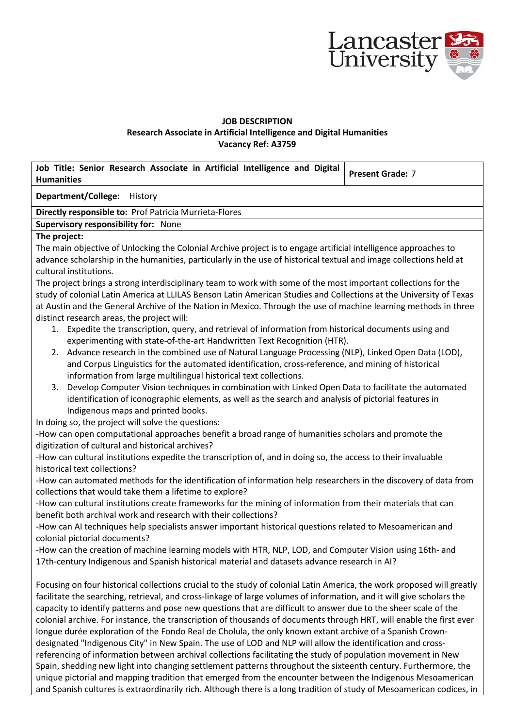**JOB DESCRIPTION**
**Research Associate in Artificial Intelligence and Digital Humanities**
**Vacancy Ref: A3759**

| **Job Title: Senior Research Associate in Artificial Intelligence and Digital Humanities** | **Present Grade:** 7 |
|---|---|
| **Department/College:** History | |
| **Directly responsible to:** Prof Patricia Murrieta-Flores | |
| **Supervisory responsibility for:** None | |

**The project:**

The main objective of Unlocking the Colonial Archive project is to engage artificial intelligence approaches to advance scholarship in the humanities, particularly in the use of historical textual and image collections held at cultural institutions.

The project brings a strong interdisciplinary team to work with some of the most important collections for the study of colonial Latin America at LLILAS Benson Latin American Studies and Collections at the University of Texas at Austin and the General Archive of the Nation in Mexico. Through the use of machine learning methods in three distinct research areas, the project will:

1. Expedite the transcription, query, and retrieval of information from historical documents using and experimenting with state-of-the-art Handwritten Text Recognition (HTR).
2. Advance research in the combined use of Natural Language Processing (NLP), Linked Open Data (LOD), and Corpus Linguistics for the automated identification, cross-reference, and mining of historical information from large multilingual historical text collections.
3. Develop Computer Vision techniques in combination with Linked Open Data to facilitate the automated identification of iconographic elements, as well as the search and analysis of pictorial features in Indigenous maps and printed books.

In doing so, the project will solve the questions:

-How can open computational approaches benefit a broad range of humanities scholars and promote the digitization of cultural and historical archives?

-How can cultural institutions expedite the transcription of, and in doing so, the access to their invaluable historical text collections?

-How can automated methods for the identification of information help researchers in the discovery of data from collections that would take them a lifetime to explore?

-How can cultural institutions create frameworks for the mining of information from their materials that can benefit both archival work and research with their collections?

-How can AI techniques help specialists answer important historical questions related to Mesoamerican and colonial pictorial documents?

-How can the creation of machine learning models with HTR, NLP, LOD, and Computer Vision using 16th- and 17th-century Indigenous and Spanish historical material and datasets advance research in AI?

Focusing on four historical collections crucial to the study of colonial Latin America, the work proposed will greatly facilitate the searching, retrieval, and cross-linkage of large volumes of information, and it will give scholars the capacity to identify patterns and pose new questions that are difficult to answer due to the sheer scale of the colonial archive. For instance, the transcription of thousands of documents through HRT, will enable the first ever longue durée exploration of the Fondo Real de Cholula, the only known extant archive of a Spanish Crown-designated "Indigenous City" in New Spain. The use of LOD and NLP will allow the identification and cross-referencing of information between archival collections facilitating the study of population movement in New Spain, shedding new light into changing settlement patterns throughout the sixteenth century. Furthermore, the unique pictorial and mapping tradition that emerged from the encounter between the Indigenous Mesoamerican and Spanish cultures is extraordinarily rich. Although there is a long tradition of study of Mesoamerican codices, in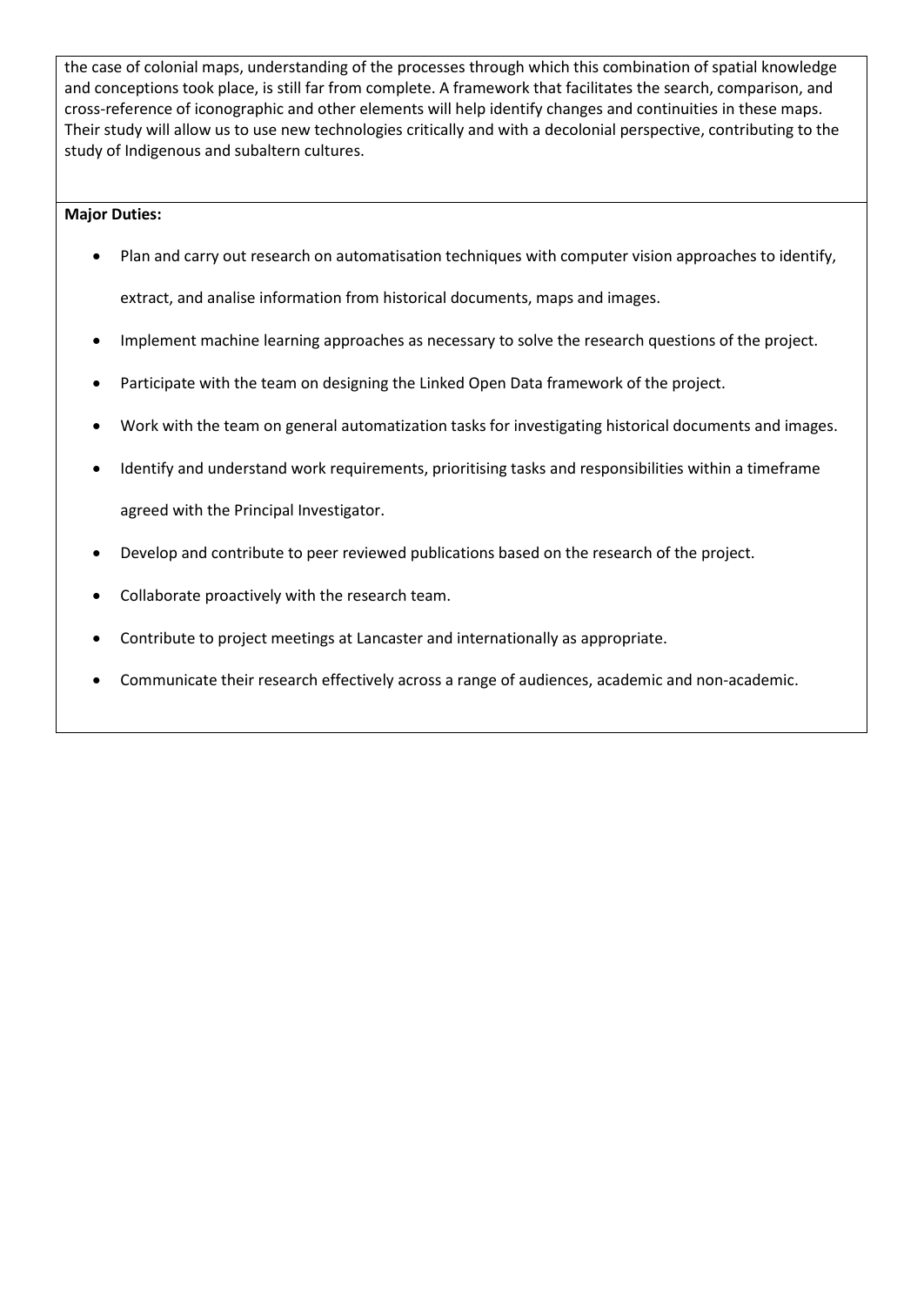the case of colonial maps, understanding of the processes through which this combination of spatial knowledge and conceptions took place, is still far from complete. A framework that facilitates the search, comparison, and cross-reference of iconographic and other elements will help identify changes and continuities in these maps. Their study will allow us to use new technologies critically and with a decolonial perspective, contributing to the study of Indigenous and subaltern cultures.

**Major Duties:**

- Plan and carry out research on automatisation techniques with computer vision approaches to identify, extract, and analise information from historical documents, maps and images.
- Implement machine learning approaches as necessary to solve the research questions of the project.
- Participate with the team on designing the Linked Open Data framework of the project.
- Work with the team on general automatization tasks for investigating historical documents and images.
- Identify and understand work requirements, prioritising tasks and responsibilities within a timeframe agreed with the Principal Investigator.
- Develop and contribute to peer reviewed publications based on the research of the project.
- Collaborate proactively with the research team.
- Contribute to project meetings at Lancaster and internationally as appropriate.
- Communicate their research effectively across a range of audiences, academic and non-academic.